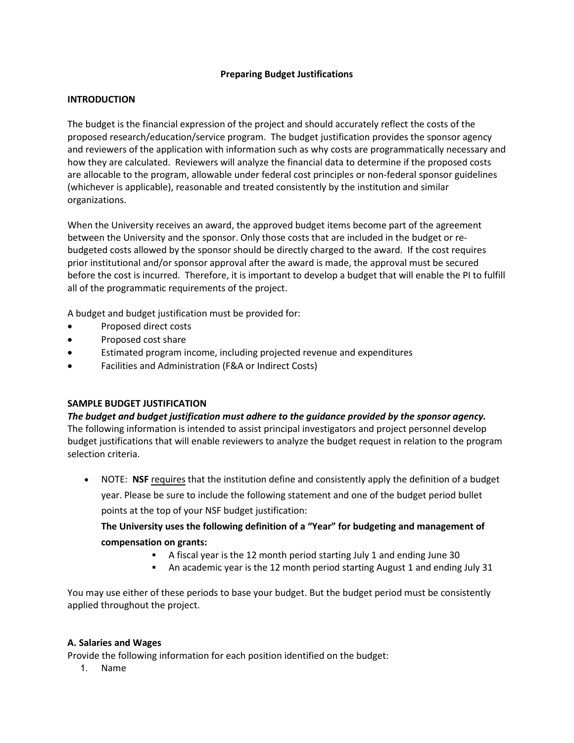# Preparing Budget Justifications

## INTRODUCTION

The budget is the financial expression of the project and should accurately reflect the costs of the proposed research/education/service program. The budget justification provides the sponsor agency and reviewers of the application with information such as why costs are programmatically necessary and how they are calculated. Reviewers will analyze the financial data to determine if the proposed costs are allocable to the program, allowable under federal cost principles or non-federal sponsor guidelines (whichever is applicable), reasonable and treated consistently by the institution and similar organizations.

When the University receives an award, the approved budget items become part of the agreement between the University and the sponsor. Only those costs that are included in the budget or re-budgeted costs allowed by the sponsor should be directly charged to the award. If the cost requires prior institutional and/or sponsor approval after the award is made, the approval must be secured before the cost is incurred. Therefore, it is important to develop a budget that will enable the PI to fulfill all of the programmatic requirements of the project.

A budget and budget justification must be provided for:

- Proposed direct costs
- Proposed cost share
- Estimated program income, including projected revenue and expenditures
- Facilities and Administration (F&A or Indirect Costs)

## SAMPLE BUDGET JUSTIFICATION

***The budget and budget justification must adhere to the guidance provided by the sponsor agency.***

The following information is intended to assist principal investigators and project personnel develop budget justifications that will enable reviewers to analyze the budget request in relation to the program selection criteria.

- NOTE: **NSF** requires that the institution define and consistently apply the definition of a budget year. Please be sure to include the following statement and one of the budget period bullet points at the top of your NSF budget justification:

  **The University uses the following definition of a "Year" for budgeting and management of compensation on grants:**

  - A fiscal year is the 12 month period starting July 1 and ending June 30
  - An academic year is the 12 month period starting August 1 and ending July 31

You may use either of these periods to base your budget. But the budget period must be consistently applied throughout the project.

### A. Salaries and Wages

Provide the following information for each position identified on the budget:

1. Name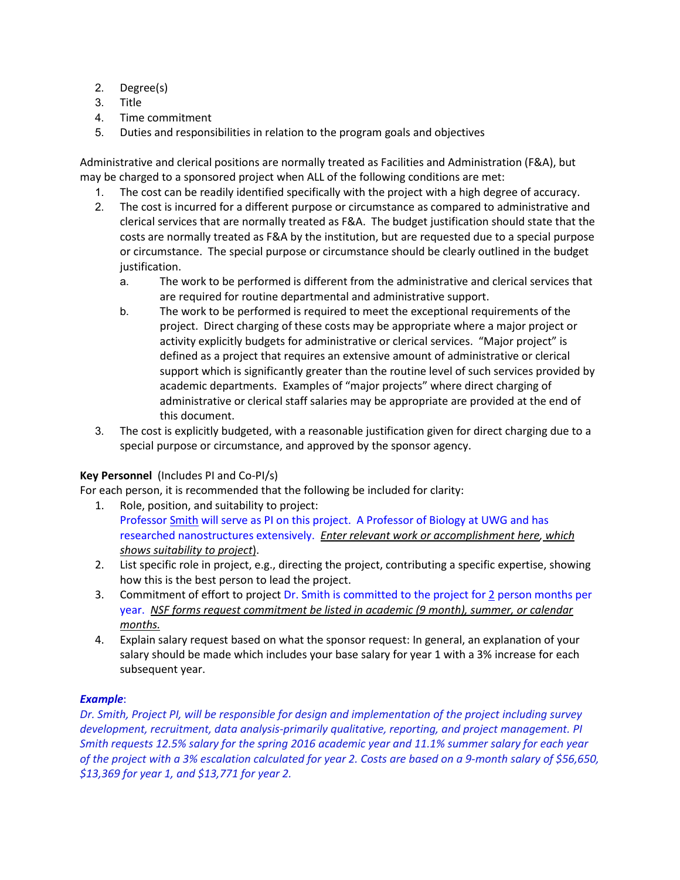2. Degree(s)
3. Title
4. Time commitment
5. Duties and responsibilities in relation to the program goals and objectives

Administrative and clerical positions are normally treated as Facilities and Administration (F&A), but may be charged to a sponsored project when ALL of the following conditions are met:

1. The cost can be readily identified specifically with the project with a high degree of accuracy.
2. The cost is incurred for a different purpose or circumstance as compared to administrative and clerical services that are normally treated as F&A. The budget justification should state that the costs are normally treated as F&A by the institution, but are requested due to a special purpose or circumstance. The special purpose or circumstance should be clearly outlined in the budget justification.
   a. The work to be performed is different from the administrative and clerical services that are required for routine departmental and administrative support.
   b. The work to be performed is required to meet the exceptional requirements of the project. Direct charging of these costs may be appropriate where a major project or activity explicitly budgets for administrative or clerical services. "Major project" is defined as a project that requires an extensive amount of administrative or clerical support which is significantly greater than the routine level of such services provided by academic departments. Examples of "major projects" where direct charging of administrative or clerical staff salaries may be appropriate are provided at the end of this document.
3. The cost is explicitly budgeted, with a reasonable justification given for direct charging due to a special purpose or circumstance, and approved by the sponsor agency.

**Key Personnel** (Includes PI and Co-PI/s)

For each person, it is recommended that the following be included for clarity:

1. Role, position, and suitability to project:
   Professor Smith will serve as PI on this project. A Professor of Biology at UWG and has researched nanostructures extensively. *Enter relevant work or accomplishment here, which shows suitability to project*).
2. List specific role in project, e.g., directing the project, contributing a specific expertise, showing how this is the best person to lead the project.
3. Commitment of effort to project Dr. Smith is committed to the project for 2 person months per year. *NSF forms request commitment be listed in academic (9 month), summer, or calendar months.*
4. Explain salary request based on what the sponsor request: In general, an explanation of your salary should be made which includes your base salary for year 1 with a 3% increase for each subsequent year.

***Example***:

*Dr. Smith, Project PI, will be responsible for design and implementation of the project including survey development, recruitment, data analysis-primarily qualitative, reporting, and project management. PI Smith requests 12.5% salary for the spring 2016 academic year and 11.1% summer salary for each year of the project with a 3% escalation calculated for year 2. Costs are based on a 9-month salary of $56,650, $13,369 for year 1, and $13,771 for year 2.*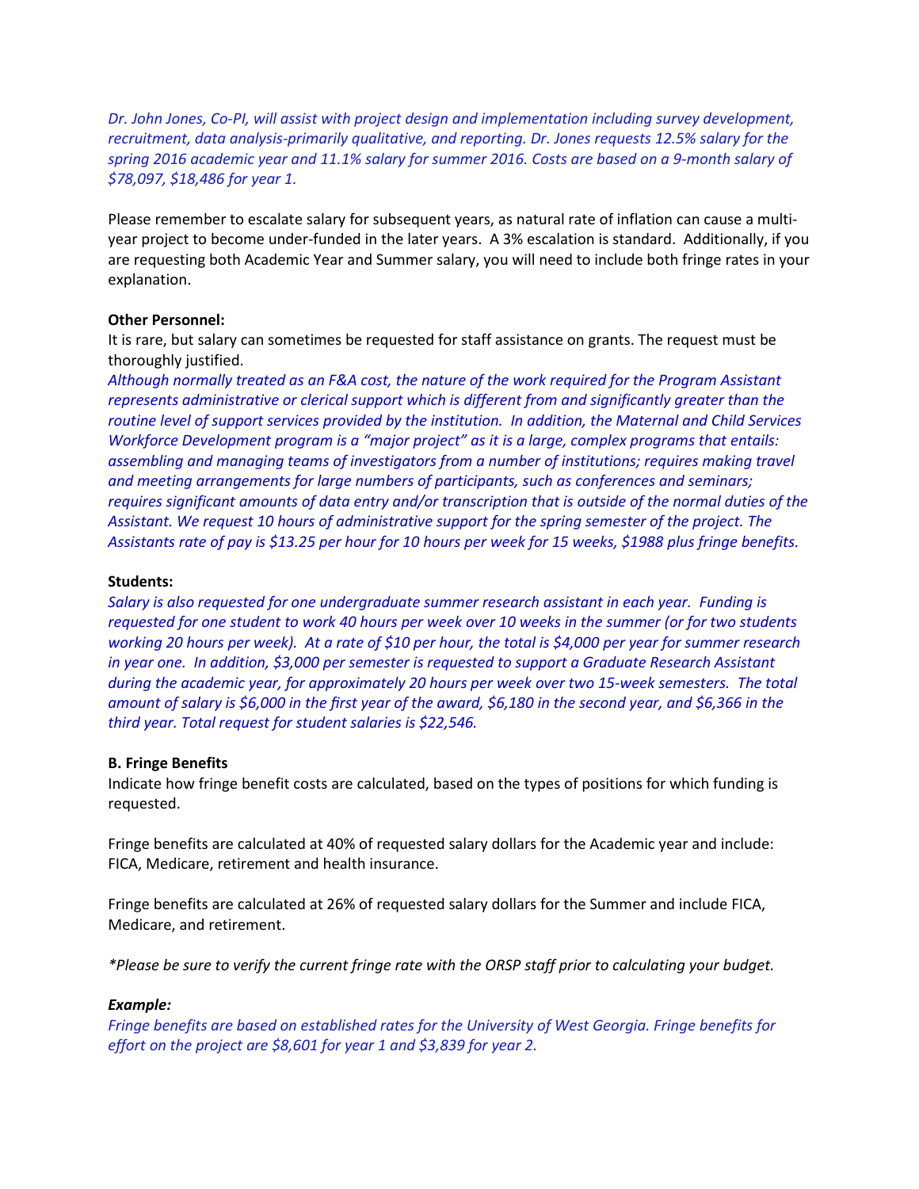*Dr. John Jones, Co-PI, will assist with project design and implementation including survey development, recruitment, data analysis-primarily qualitative, and reporting. Dr. Jones requests 12.5% salary for the spring 2016 academic year and 11.1% salary for summer 2016. Costs are based on a 9-month salary of $78,097, $18,486 for year 1.*

Please remember to escalate salary for subsequent years, as natural rate of inflation can cause a multi-year project to become under-funded in the later years. A 3% escalation is standard. Additionally, if you are requesting both Academic Year and Summer salary, you will need to include both fringe rates in your explanation.

**Other Personnel:**

It is rare, but salary can sometimes be requested for staff assistance on grants. The request must be thoroughly justified.

*Although normally treated as an F&A cost, the nature of the work required for the Program Assistant represents administrative or clerical support which is different from and significantly greater than the routine level of support services provided by the institution. In addition, the Maternal and Child Services Workforce Development program is a "major project" as it is a large, complex programs that entails: assembling and managing teams of investigators from a number of institutions; requires making travel and meeting arrangements for large numbers of participants, such as conferences and seminars; requires significant amounts of data entry and/or transcription that is outside of the normal duties of the Assistant. We request 10 hours of administrative support for the spring semester of the project. The Assistants rate of pay is $13.25 per hour for 10 hours per week for 15 weeks, $1988 plus fringe benefits.*

**Students:**

*Salary is also requested for one undergraduate summer research assistant in each year. Funding is requested for one student to work 40 hours per week over 10 weeks in the summer (or for two students working 20 hours per week). At a rate of $10 per hour, the total is $4,000 per year for summer research in year one. In addition, $3,000 per semester is requested to support a Graduate Research Assistant during the academic year, for approximately 20 hours per week over two 15-week semesters. The total amount of salary is $6,000 in the first year of the award, $6,180 in the second year, and $6,366 in the third year. Total request for student salaries is $22,546.*

**B. Fringe Benefits**

Indicate how fringe benefit costs are calculated, based on the types of positions for which funding is requested.

Fringe benefits are calculated at 40% of requested salary dollars for the Academic year and include: FICA, Medicare, retirement and health insurance.

Fringe benefits are calculated at 26% of requested salary dollars for the Summer and include FICA, Medicare, and retirement.

*\*Please be sure to verify the current fringe rate with the ORSP staff prior to calculating your budget.*

***Example:***

*Fringe benefits are based on established rates for the University of West Georgia. Fringe benefits for effort on the project are $8,601 for year 1 and $3,839 for year 2.*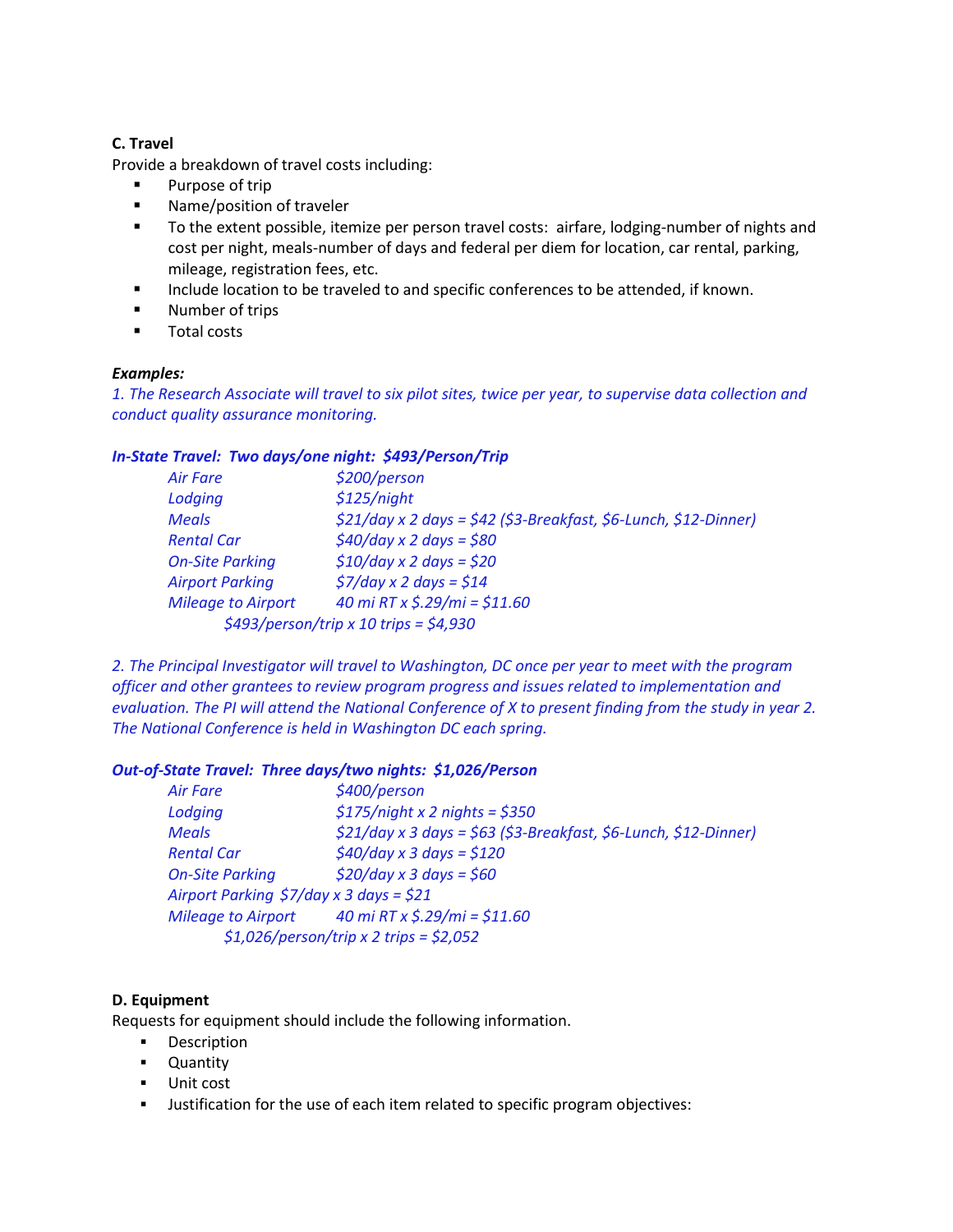**C. Travel**

Provide a breakdown of travel costs including:

- Purpose of trip
- Name/position of traveler
- To the extent possible, itemize per person travel costs: airfare, lodging-number of nights and cost per night, meals-number of days and federal per diem for location, car rental, parking, mileage, registration fees, etc.
- Include location to be traveled to and specific conferences to be attended, if known.
- Number of trips
- Total costs

***Examples:***

*1. The Research Associate will travel to six pilot sites, twice per year, to supervise data collection and conduct quality assurance monitoring.*

***In-State Travel: Two days/one night: $493/Person/Trip***

| | |
|---|---|
| *Air Fare* | *$200/person* |
| *Lodging* | *$125/night* |
| *Meals* | *$21/day x 2 days = $42 ($3-Breakfast, $6-Lunch, $12-Dinner)* |
| *Rental Car* | *$40/day x 2 days = $80* |
| *On-Site Parking* | *$10/day x 2 days = $20* |
| *Airport Parking* | *$7/day x 2 days = $14* |
| *Mileage to Airport* | *40 mi RT x $.29/mi = $11.60* |

*$493/person/trip x 10 trips = $4,930*

*2. The Principal Investigator will travel to Washington, DC once per year to meet with the program officer and other grantees to review program progress and issues related to implementation and evaluation. The PI will attend the National Conference of X to present finding from the study in year 2. The National Conference is held in Washington DC each spring.*

***Out-of-State Travel: Three days/two nights: $1,026/Person***

| | |
|---|---|
| *Air Fare* | *$400/person* |
| *Lodging* | *$175/night x 2 nights = $350* |
| *Meals* | *$21/day x 3 days = $63 ($3-Breakfast, $6-Lunch, $12-Dinner)* |
| *Rental Car* | *$40/day x 3 days = $120* |
| *On-Site Parking* | *$20/day x 3 days = $60* |
| *Airport Parking* | *$7/day x 3 days = $21* |
| *Mileage to Airport* | *40 mi RT x $.29/mi = $11.60* |

*$1,026/person/trip x 2 trips = $2,052*

**D. Equipment**

Requests for equipment should include the following information.

- Description
- Quantity
- Unit cost
- Justification for the use of each item related to specific program objectives: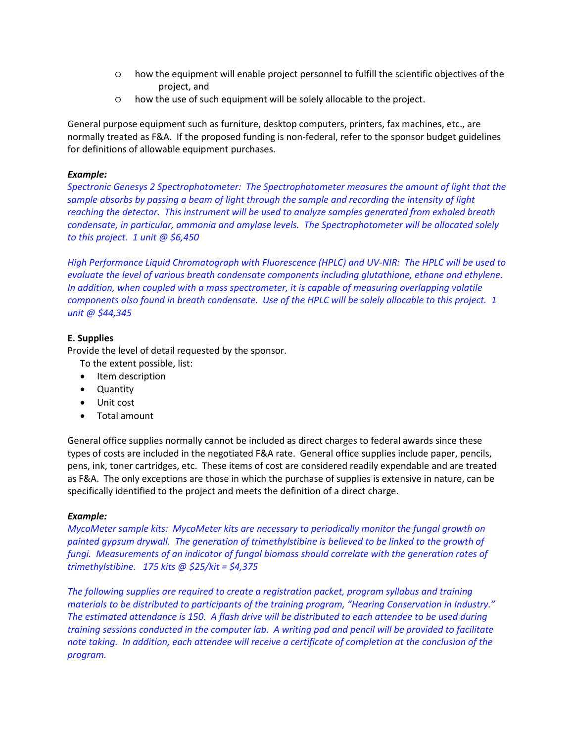- how the equipment will enable project personnel to fulfill the scientific objectives of the project, and
- how the use of such equipment will be solely allocable to the project.

General purpose equipment such as furniture, desktop computers, printers, fax machines, etc., are normally treated as F&A. If the proposed funding is non-federal, refer to the sponsor budget guidelines for definitions of allowable equipment purchases.

***Example:***

*Spectronic Genesys 2 Spectrophotometer: The Spectrophotometer measures the amount of light that the sample absorbs by passing a beam of light through the sample and recording the intensity of light reaching the detector. This instrument will be used to analyze samples generated from exhaled breath condensate, in particular, ammonia and amylase levels. The Spectrophotometer will be allocated solely to this project. 1 unit @ $6,450*

*High Performance Liquid Chromatograph with Fluorescence (HPLC) and UV-NIR: The HPLC will be used to evaluate the level of various breath condensate components including glutathione, ethane and ethylene. In addition, when coupled with a mass spectrometer, it is capable of measuring overlapping volatile components also found in breath condensate. Use of the HPLC will be solely allocable to this project. 1 unit @ $44,345*

**E. Supplies**

Provide the level of detail requested by the sponsor.

To the extent possible, list:

- Item description
- Quantity
- Unit cost
- Total amount

General office supplies normally cannot be included as direct charges to federal awards since these types of costs are included in the negotiated F&A rate. General office supplies include paper, pencils, pens, ink, toner cartridges, etc. These items of cost are considered readily expendable and are treated as F&A. The only exceptions are those in which the purchase of supplies is extensive in nature, can be specifically identified to the project and meets the definition of a direct charge.

***Example:***

*MycoMeter sample kits: MycoMeter kits are necessary to periodically monitor the fungal growth on painted gypsum drywall. The generation of trimethylstibine is believed to be linked to the growth of fungi. Measurements of an indicator of fungal biomass should correlate with the generation rates of trimethylstibine. 175 kits @ $25/kit = $4,375*

*The following supplies are required to create a registration packet, program syllabus and training materials to be distributed to participants of the training program, "Hearing Conservation in Industry." The estimated attendance is 150. A flash drive will be distributed to each attendee to be used during training sessions conducted in the computer lab. A writing pad and pencil will be provided to facilitate note taking. In addition, each attendee will receive a certificate of completion at the conclusion of the program.*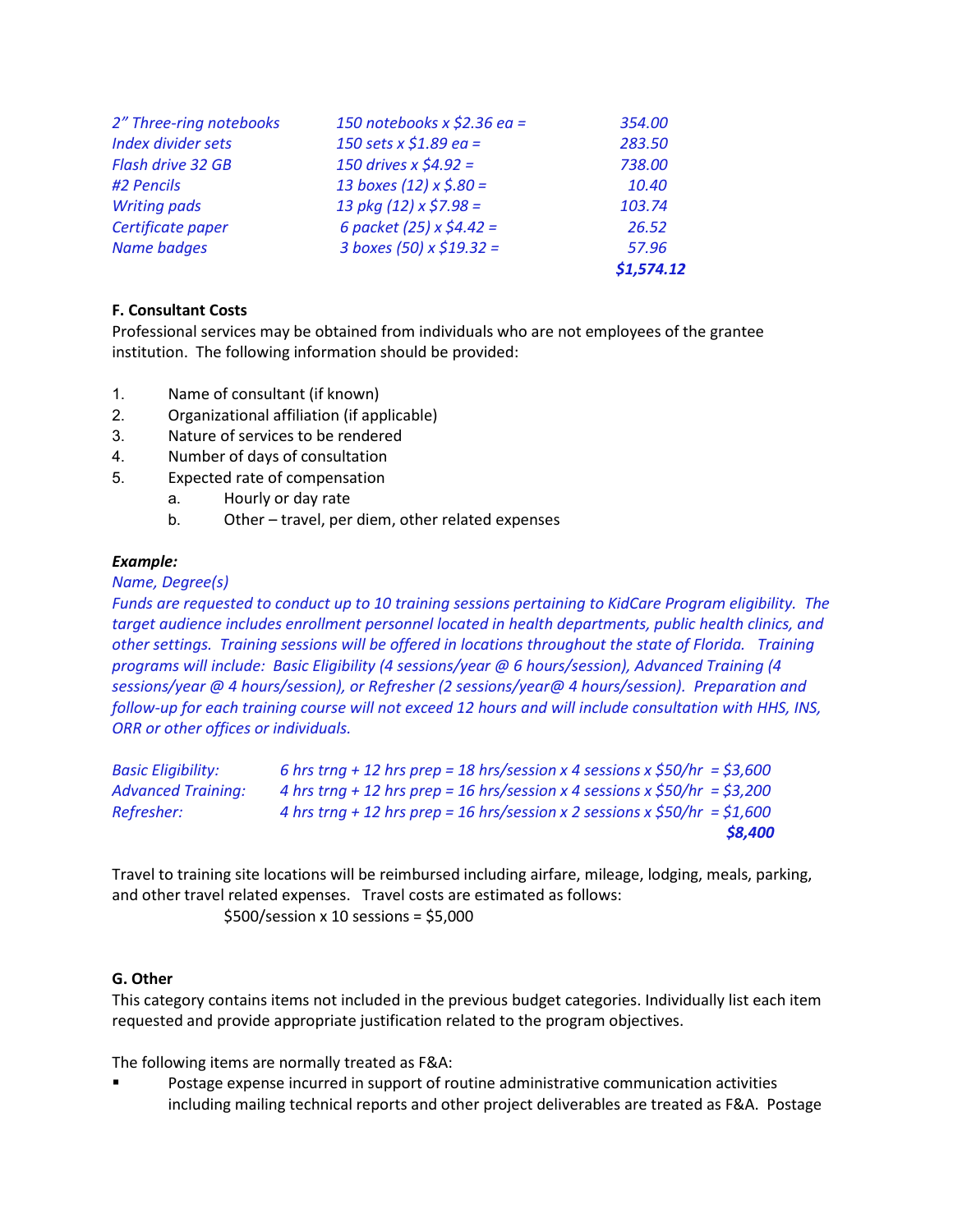| | | |
|---|---|---|
| *2" Three-ring notebooks* | *150 notebooks x $2.36 ea =* | *354.00* |
| *Index divider sets* | *150 sets x $1.89 ea =* | *283.50* |
| *Flash drive 32 GB* | *150 drives x $4.92 =* | *738.00* |
| *#2 Pencils* | *13 boxes (12) x $.80 =* | *10.40* |
| *Writing pads* | *13 pkg (12) x $7.98 =* | *103.74* |
| *Certificate paper* | *6 packet (25) x $4.42 =* | *26.52* |
| *Name badges* | *3 boxes (50) x $19.32 =* | *57.96* |
| | | ***$1,574.12*** |

**F. Consultant Costs**

Professional services may be obtained from individuals who are not employees of the grantee institution. The following information should be provided:

1. Name of consultant (if known)
2. Organizational affiliation (if applicable)
3. Nature of services to be rendered
4. Number of days of consultation
5. Expected rate of compensation
   a. Hourly or day rate
   b. Other – travel, per diem, other related expenses

***Example:***

*Name, Degree(s)*

*Funds are requested to conduct up to 10 training sessions pertaining to KidCare Program eligibility. The target audience includes enrollment personnel located in health departments, public health clinics, and other settings. Training sessions will be offered in locations throughout the state of Florida. Training programs will include: Basic Eligibility (4 sessions/year @ 6 hours/session), Advanced Training (4 sessions/year @ 4 hours/session), or Refresher (2 sessions/year@ 4 hours/session). Preparation and follow-up for each training course will not exceed 12 hours and will include consultation with HHS, INS, ORR or other offices or individuals.*

| | |
|---|---|
| *Basic Eligibility:* | *6 hrs trng + 12 hrs prep = 18 hrs/session x 4 sessions x $50/hr = $3,600* |
| *Advanced Training:* | *4 hrs trng + 12 hrs prep = 16 hrs/session x 4 sessions x $50/hr = $3,200* |
| *Refresher:* | *4 hrs trng + 12 hrs prep = 16 hrs/session x 2 sessions x $50/hr = $1,600* |
| | ***$8,400*** |

Travel to training site locations will be reimbursed including airfare, mileage, lodging, meals, parking, and other travel related expenses. Travel costs are estimated as follows:

$500/session x 10 sessions = $5,000

**G. Other**

This category contains items not included in the previous budget categories. Individually list each item requested and provide appropriate justification related to the program objectives.

The following items are normally treated as F&A:

- Postage expense incurred in support of routine administrative communication activities including mailing technical reports and other project deliverables are treated as F&A. Postage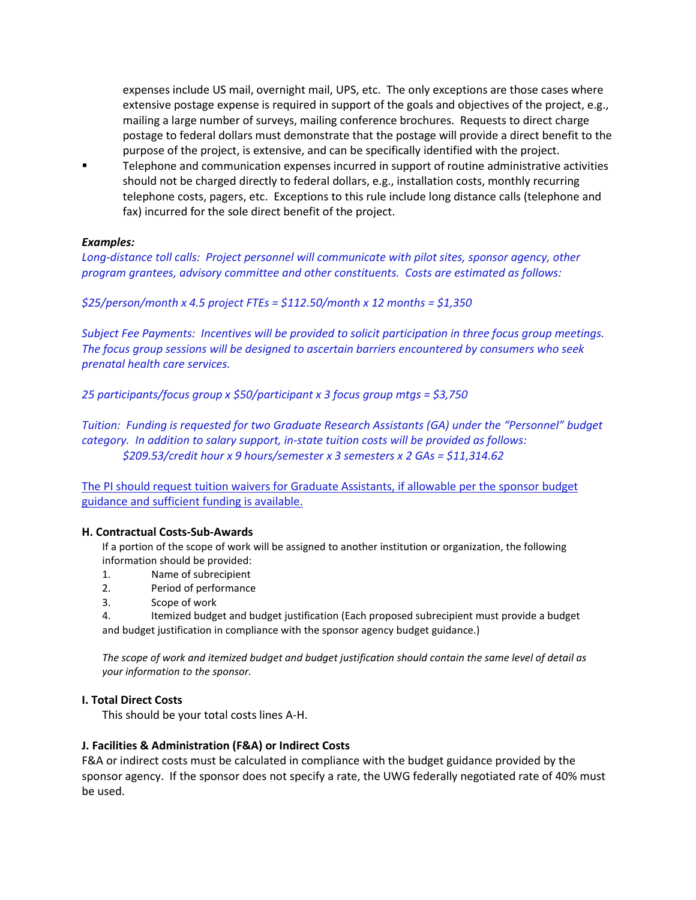expenses include US mail, overnight mail, UPS, etc. The only exceptions are those cases where extensive postage expense is required in support of the goals and objectives of the project, e.g., mailing a large number of surveys, mailing conference brochures. Requests to direct charge postage to federal dollars must demonstrate that the postage will provide a direct benefit to the purpose of the project, is extensive, and can be specifically identified with the project.

- Telephone and communication expenses incurred in support of routine administrative activities should not be charged directly to federal dollars, e.g., installation costs, monthly recurring telephone costs, pagers, etc. Exceptions to this rule include long distance calls (telephone and fax) incurred for the sole direct benefit of the project.

***Examples:***

*Long-distance toll calls: Project personnel will communicate with pilot sites, sponsor agency, other program grantees, advisory committee and other constituents. Costs are estimated as follows:*

*$25/person/month x 4.5 project FTEs = $112.50/month x 12 months = $1,350*

*Subject Fee Payments: Incentives will be provided to solicit participation in three focus group meetings. The focus group sessions will be designed to ascertain barriers encountered by consumers who seek prenatal health care services.*

*25 participants/focus group x $50/participant x 3 focus group mtgs = $3,750*

*Tuition: Funding is requested for two Graduate Research Assistants (GA) under the "Personnel" budget category. In addition to salary support, in-state tuition costs will be provided as follows:*
*$209.53/credit hour x 9 hours/semester x 3 semesters x 2 GAs = $11,314.62*

The PI should request tuition waivers for Graduate Assistants, if allowable per the sponsor budget guidance and sufficient funding is available.

**H. Contractual Costs-Sub-Awards**

If a portion of the scope of work will be assigned to another institution or organization, the following information should be provided:

1. Name of subrecipient
2. Period of performance
3. Scope of work
4. Itemized budget and budget justification (Each proposed subrecipient must provide a budget and budget justification in compliance with the sponsor agency budget guidance.)

*The scope of work and itemized budget and budget justification should contain the same level of detail as your information to the sponsor.*

**I. Total Direct Costs**

This should be your total costs lines A-H.

**J. Facilities & Administration (F&A) or Indirect Costs**

F&A or indirect costs must be calculated in compliance with the budget guidance provided by the sponsor agency. If the sponsor does not specify a rate, the UWG federally negotiated rate of 40% must be used.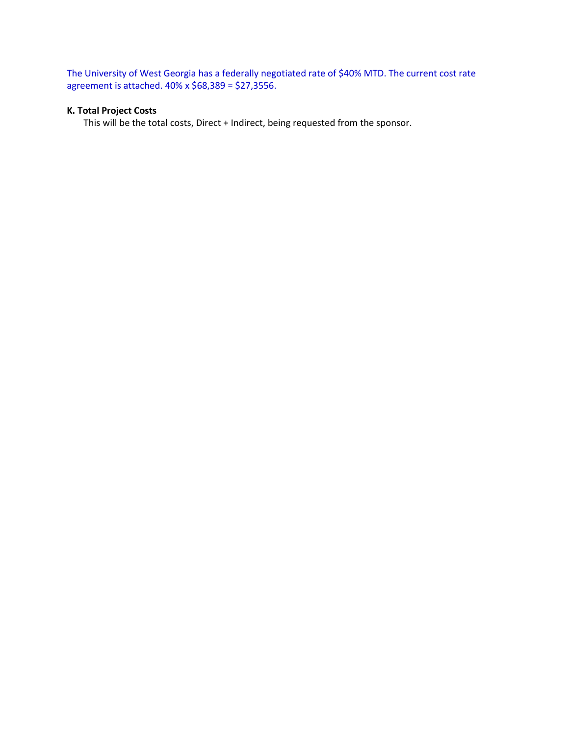The University of West Georgia has a federally negotiated rate of $40% MTD. The current cost rate agreement is attached. 40% x $68,389 = $27,3556.

**K. Total Project Costs**

This will be the total costs, Direct + Indirect, being requested from the sponsor.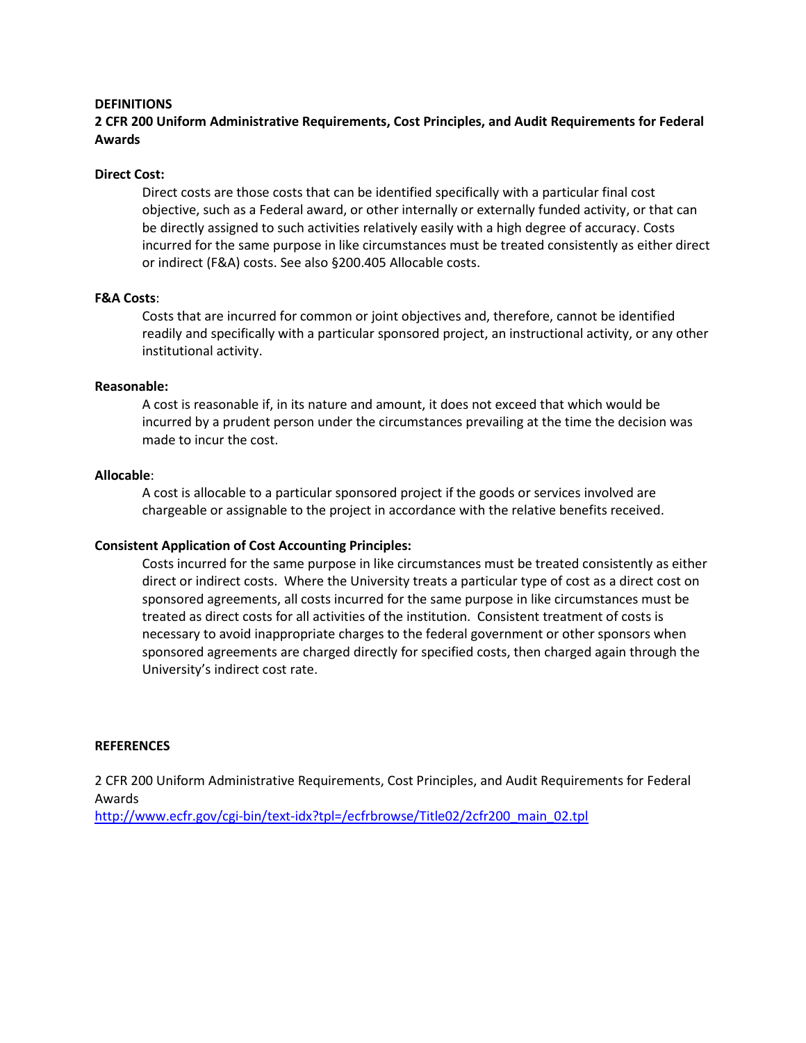## DEFINITIONS

**2 CFR 200 Uniform Administrative Requirements, Cost Principles, and Audit Requirements for Federal Awards**

**Direct Cost:**

Direct costs are those costs that can be identified specifically with a particular final cost objective, such as a Federal award, or other internally or externally funded activity, or that can be directly assigned to such activities relatively easily with a high degree of accuracy. Costs incurred for the same purpose in like circumstances must be treated consistently as either direct or indirect (F&A) costs. See also §200.405 Allocable costs.

**F&A Costs**:

Costs that are incurred for common or joint objectives and, therefore, cannot be identified readily and specifically with a particular sponsored project, an instructional activity, or any other institutional activity.

**Reasonable:**

A cost is reasonable if, in its nature and amount, it does not exceed that which would be incurred by a prudent person under the circumstances prevailing at the time the decision was made to incur the cost.

**Allocable**:

A cost is allocable to a particular sponsored project if the goods or services involved are chargeable or assignable to the project in accordance with the relative benefits received.

**Consistent Application of Cost Accounting Principles:**

Costs incurred for the same purpose in like circumstances must be treated consistently as either direct or indirect costs. Where the University treats a particular type of cost as a direct cost on sponsored agreements, all costs incurred for the same purpose in like circumstances must be treated as direct costs for all activities of the institution. Consistent treatment of costs is necessary to avoid inappropriate charges to the federal government or other sponsors when sponsored agreements are charged directly for specified costs, then charged again through the University's indirect cost rate.

## REFERENCES

2 CFR 200 Uniform Administrative Requirements, Cost Principles, and Audit Requirements for Federal Awards
http://www.ecfr.gov/cgi-bin/text-idx?tpl=/ecfrbrowse/Title02/2cfr200_main_02.tpl